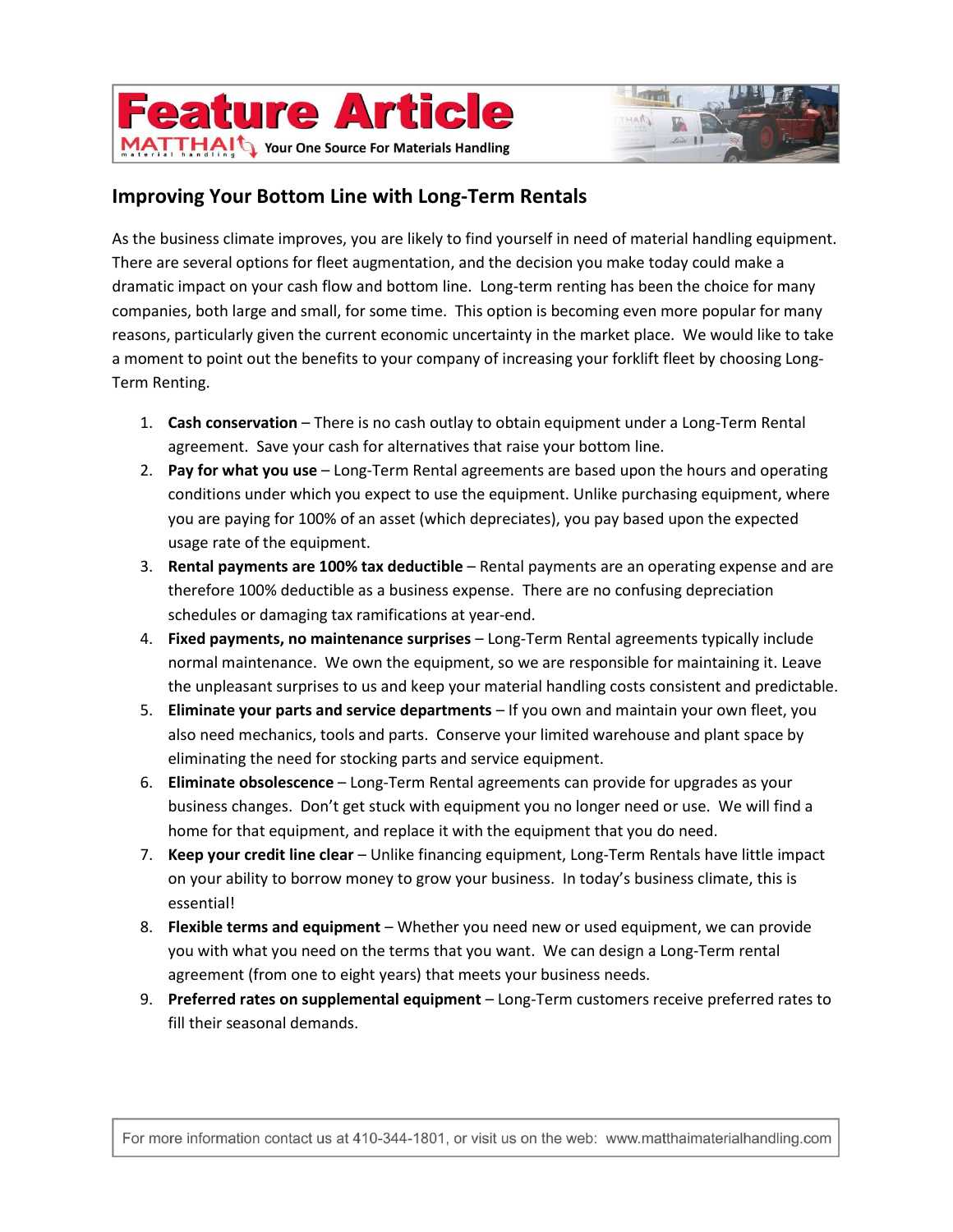# Feature Article

MATTHAI material handling — Your One Source For Materials Handling

## Improving Your Bottom Line with Long-Term Rentals

As the business climate improves, you are likely to find yourself in need of material handling equipment. There are several options for fleet augmentation, and the decision you make today could make a dramatic impact on your cash flow and bottom line. Long-term renting has been the choice for many companies, both large and small, for some time. This option is becoming even more popular for many reasons, particularly given the current economic uncertainty in the market place. We would like to take a moment to point out the benefits to your company of increasing your forklift fleet by choosing Long-Term Renting.

1. **Cash conservation** – There is no cash outlay to obtain equipment under a Long-Term Rental agreement. Save your cash for alternatives that raise your bottom line.
2. **Pay for what you use** – Long-Term Rental agreements are based upon the hours and operating conditions under which you expect to use the equipment. Unlike purchasing equipment, where you are paying for 100% of an asset (which depreciates), you pay based upon the expected usage rate of the equipment.
3. **Rental payments are 100% tax deductible** – Rental payments are an operating expense and are therefore 100% deductible as a business expense. There are no confusing depreciation schedules or damaging tax ramifications at year-end.
4. **Fixed payments, no maintenance surprises** – Long-Term Rental agreements typically include normal maintenance. We own the equipment, so we are responsible for maintaining it. Leave the unpleasant surprises to us and keep your material handling costs consistent and predictable.
5. **Eliminate your parts and service departments** – If you own and maintain your own fleet, you also need mechanics, tools and parts. Conserve your limited warehouse and plant space by eliminating the need for stocking parts and service equipment.
6. **Eliminate obsolescence** – Long-Term Rental agreements can provide for upgrades as your business changes. Don't get stuck with equipment you no longer need or use. We will find a home for that equipment, and replace it with the equipment that you do need.
7. **Keep your credit line clear** – Unlike financing equipment, Long-Term Rentals have little impact on your ability to borrow money to grow your business. In today's business climate, this is essential!
8. **Flexible terms and equipment** – Whether you need new or used equipment, we can provide you with what you need on the terms that you want. We can design a Long-Term rental agreement (from one to eight years) that meets your business needs.
9. **Preferred rates on supplemental equipment** – Long-Term customers receive preferred rates to fill their seasonal demands.

For more information contact us at 410-344-1801, or visit us on the web: www.matthaimaterialhandling.com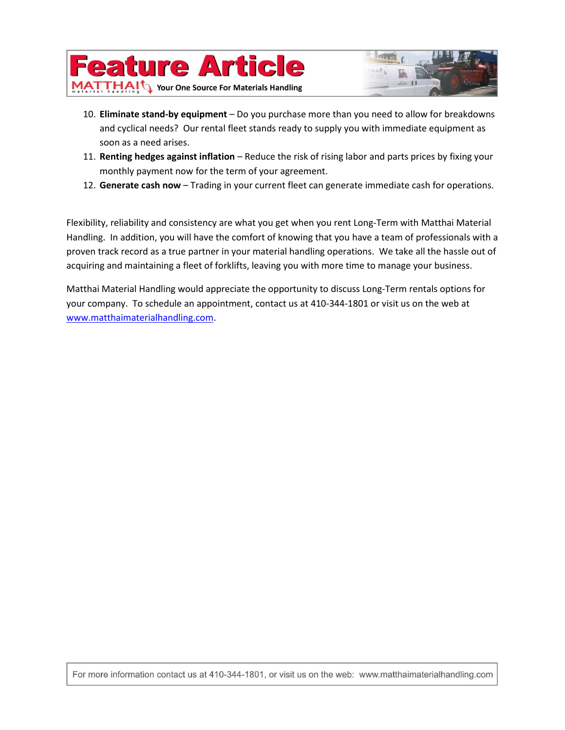10. **Eliminate stand-by equipment** – Do you purchase more than you need to allow for breakdowns and cyclical needs? Our rental fleet stands ready to supply you with immediate equipment as soon as a need arises.
11. **Renting hedges against inflation** – Reduce the risk of rising labor and parts prices by fixing your monthly payment now for the term of your agreement.
12. **Generate cash now** – Trading in your current fleet can generate immediate cash for operations.

Flexibility, reliability and consistency are what you get when you rent Long-Term with Matthai Material Handling. In addition, you will have the comfort of knowing that you have a team of professionals with a proven track record as a true partner in your material handling operations. We take all the hassle out of acquiring and maintaining a fleet of forklifts, leaving you with more time to manage your business.

Matthai Material Handling would appreciate the opportunity to discuss Long-Term rentals options for your company. To schedule an appointment, contact us at 410-344-1801 or visit us on the web at [www.matthaimaterialhandling.com](http://www.matthaimaterialhandling.com).